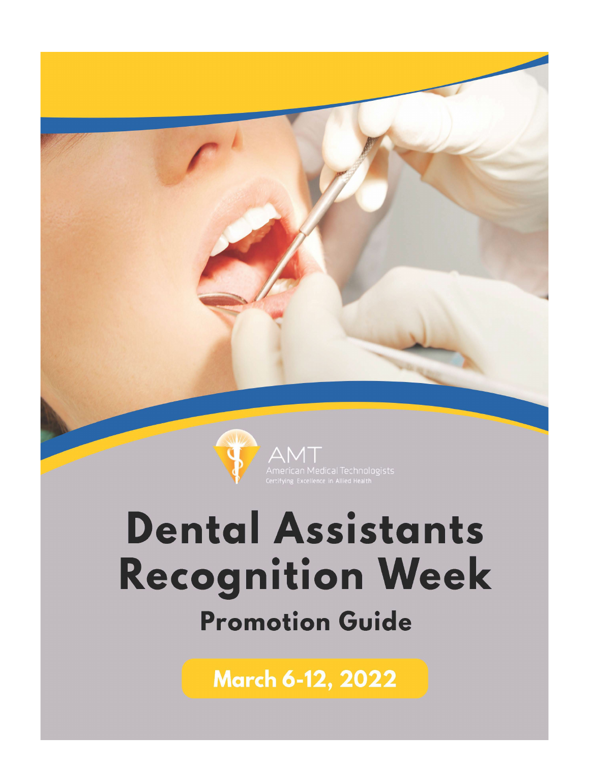AMT
American Medical Technologists
Certifying Excellence in Allied Health

# Dental Assistants Recognition Week

## Promotion Guide

**March 6-12, 2022**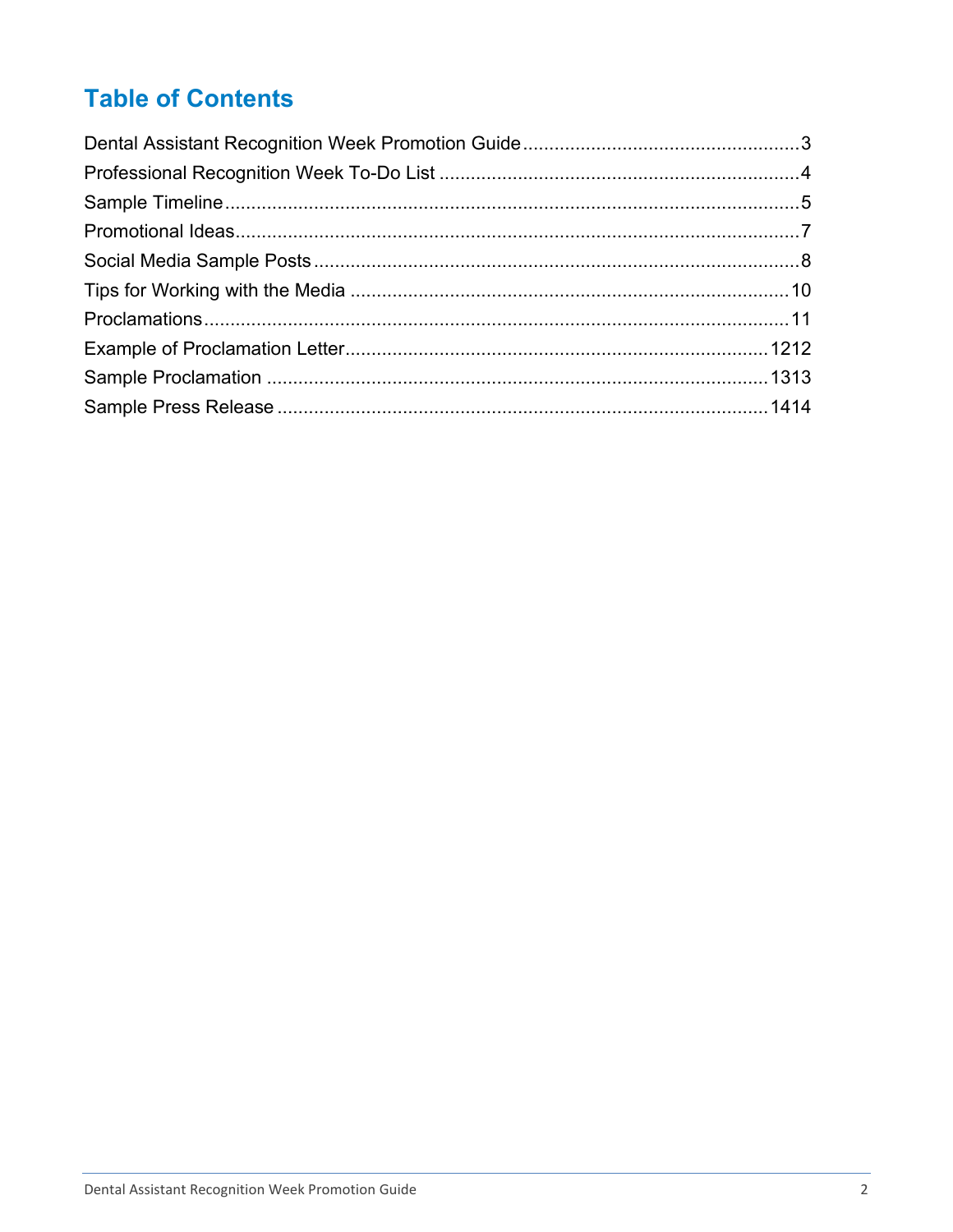# Table of Contents

Dental Assistant Recognition Week Promotion Guide .....3
Professional Recognition Week To-Do List .....4
Sample Timeline .....5
Promotional Ideas .....7
Social Media Sample Posts .....8
Tips for Working with the Media .....10
Proclamations .....11
Example of Proclamation Letter .....1212
Sample Proclamation .....1313
Sample Press Release .....1414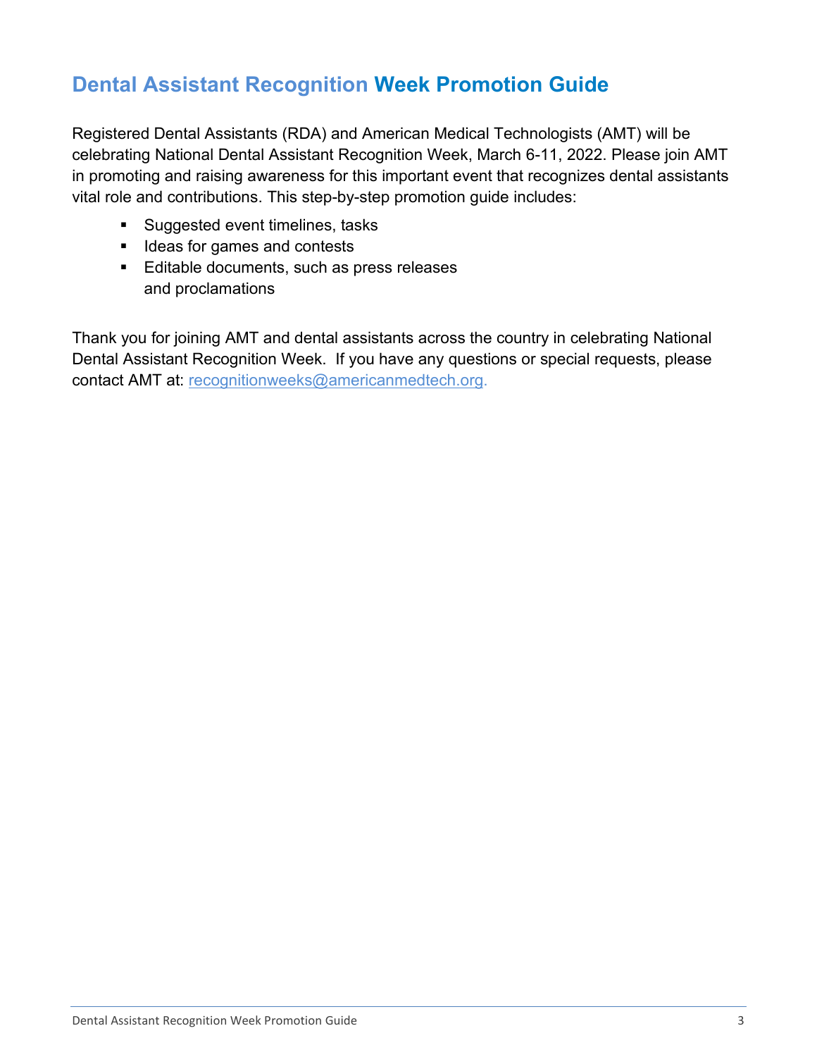# Dental Assistant Recognition Week Promotion Guide

Registered Dental Assistants (RDA) and American Medical Technologists (AMT) will be celebrating National Dental Assistant Recognition Week, March 6-11, 2022. Please join AMT in promoting and raising awareness for this important event that recognizes dental assistants vital role and contributions. This step-by-step promotion guide includes:

- Suggested event timelines, tasks
- Ideas for games and contests
- Editable documents, such as press releases and proclamations

Thank you for joining AMT and dental assistants across the country in celebrating National Dental Assistant Recognition Week. If you have any questions or special requests, please contact AMT at: recognitionweeks@americanmedtech.org.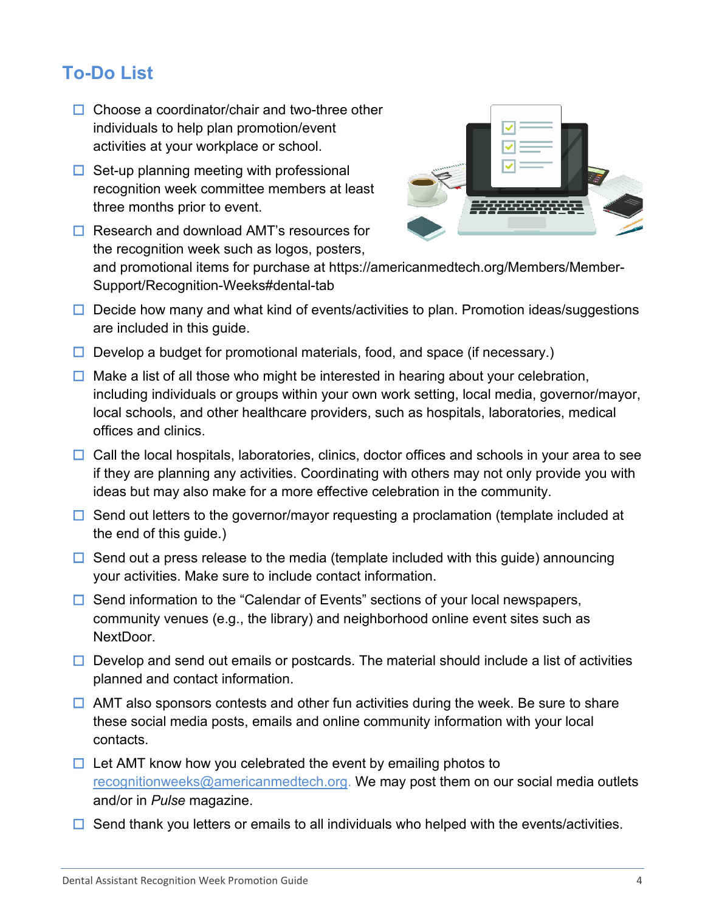## To-Do List

- ☐ Choose a coordinator/chair and two-three other individuals to help plan promotion/event activities at your workplace or school.
- ☐ Set-up planning meeting with professional recognition week committee members at least three months prior to event.
- ☐ Research and download AMT's resources for the recognition week such as logos, posters, and promotional items for purchase at https://americanmedtech.org/Members/Member-Support/Recognition-Weeks#dental-tab
- ☐ Decide how many and what kind of events/activities to plan. Promotion ideas/suggestions are included in this guide.
- ☐ Develop a budget for promotional materials, food, and space (if necessary.)
- ☐ Make a list of all those who might be interested in hearing about your celebration, including individuals or groups within your own work setting, local media, governor/mayor, local schools, and other healthcare providers, such as hospitals, laboratories, medical offices and clinics.
- ☐ Call the local hospitals, laboratories, clinics, doctor offices and schools in your area to see if they are planning any activities. Coordinating with others may not only provide you with ideas but may also make for a more effective celebration in the community.
- ☐ Send out letters to the governor/mayor requesting a proclamation (template included at the end of this guide.)
- ☐ Send out a press release to the media (template included with this guide) announcing your activities. Make sure to include contact information.
- ☐ Send information to the "Calendar of Events" sections of your local newspapers, community venues (e.g., the library) and neighborhood online event sites such as NextDoor.
- ☐ Develop and send out emails or postcards. The material should include a list of activities planned and contact information.
- ☐ AMT also sponsors contests and other fun activities during the week. Be sure to share these social media posts, emails and online community information with your local contacts.
- ☐ Let AMT know how you celebrated the event by emailing photos to recognitionweeks@americanmedtech.org. We may post them on our social media outlets and/or in *Pulse* magazine.
- ☐ Send thank you letters or emails to all individuals who helped with the events/activities.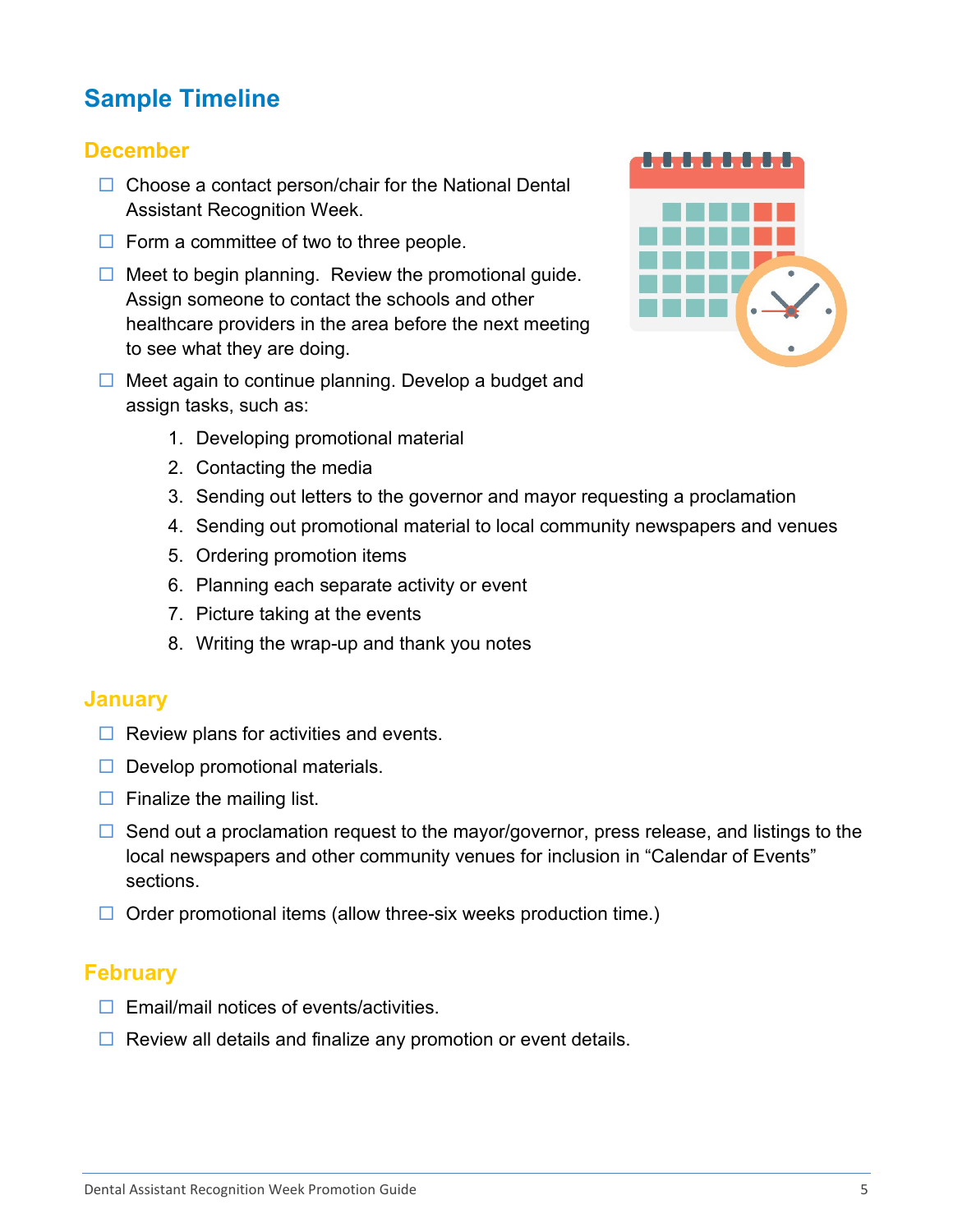## Sample Timeline

### December

- ☐ Choose a contact person/chair for the National Dental Assistant Recognition Week.
- ☐ Form a committee of two to three people.
- ☐ Meet to begin planning. Review the promotional guide. Assign someone to contact the schools and other healthcare providers in the area before the next meeting to see what they are doing.
- ☐ Meet again to continue planning. Develop a budget and assign tasks, such as:
    1. Developing promotional material
    2. Contacting the media
    3. Sending out letters to the governor and mayor requesting a proclamation
    4. Sending out promotional material to local community newspapers and venues
    5. Ordering promotion items
    6. Planning each separate activity or event
    7. Picture taking at the events
    8. Writing the wrap-up and thank you notes

### January

- ☐ Review plans for activities and events.
- ☐ Develop promotional materials.
- ☐ Finalize the mailing list.
- ☐ Send out a proclamation request to the mayor/governor, press release, and listings to the local newspapers and other community venues for inclusion in "Calendar of Events" sections.
- ☐ Order promotional items (allow three-six weeks production time.)

### February

- ☐ Email/mail notices of events/activities.
- ☐ Review all details and finalize any promotion or event details.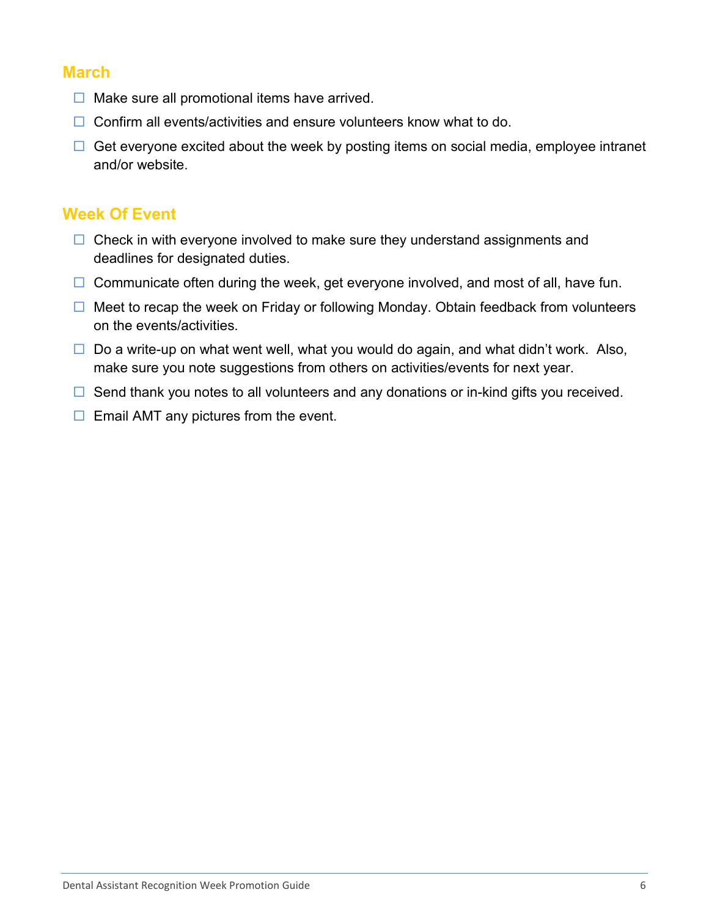## March

- ☐ Make sure all promotional items have arrived.
- ☐ Confirm all events/activities and ensure volunteers know what to do.
- ☐ Get everyone excited about the week by posting items on social media, employee intranet and/or website.

## Week Of Event

- ☐ Check in with everyone involved to make sure they understand assignments and deadlines for designated duties.
- ☐ Communicate often during the week, get everyone involved, and most of all, have fun.
- ☐ Meet to recap the week on Friday or following Monday. Obtain feedback from volunteers on the events/activities.
- ☐ Do a write-up on what went well, what you would do again, and what didn't work. Also, make sure you note suggestions from others on activities/events for next year.
- ☐ Send thank you notes to all volunteers and any donations or in-kind gifts you received.
- ☐ Email AMT any pictures from the event.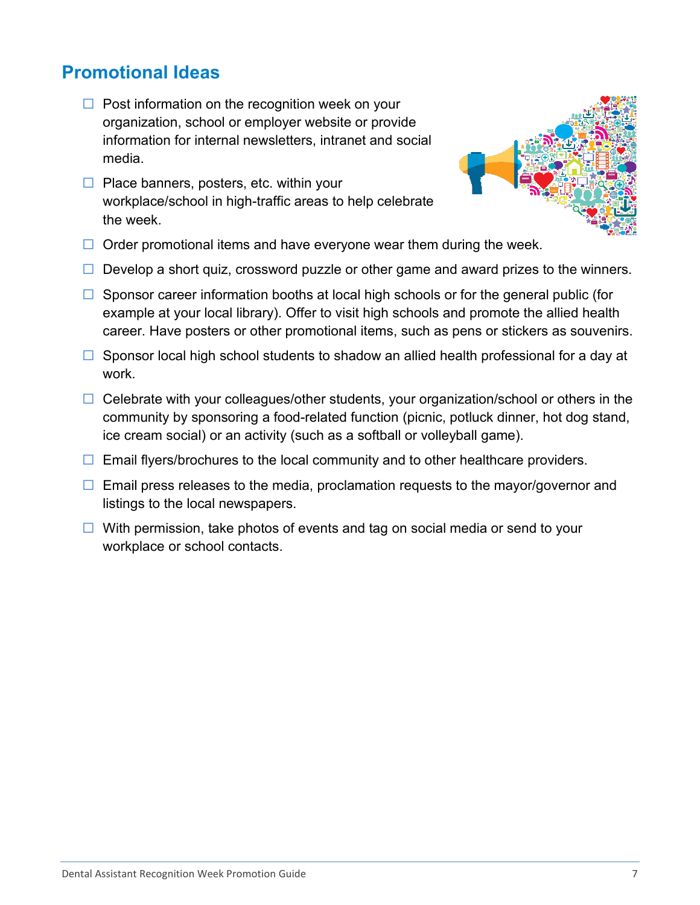## Promotional Ideas

- ☐ Post information on the recognition week on your organization, school or employer website or provide information for internal newsletters, intranet and social media.
- ☐ Place banners, posters, etc. within your workplace/school in high-traffic areas to help celebrate the week.
- ☐ Order promotional items and have everyone wear them during the week.
- ☐ Develop a short quiz, crossword puzzle or other game and award prizes to the winners.
- ☐ Sponsor career information booths at local high schools or for the general public (for example at your local library). Offer to visit high schools and promote the allied health career. Have posters or other promotional items, such as pens or stickers as souvenirs.
- ☐ Sponsor local high school students to shadow an allied health professional for a day at work.
- ☐ Celebrate with your colleagues/other students, your organization/school or others in the community by sponsoring a food-related function (picnic, potluck dinner, hot dog stand, ice cream social) or an activity (such as a softball or volleyball game).
- ☐ Email flyers/brochures to the local community and to other healthcare providers.
- ☐ Email press releases to the media, proclamation requests to the mayor/governor and listings to the local newspapers.
- ☐ With permission, take photos of events and tag on social media or send to your workplace or school contacts.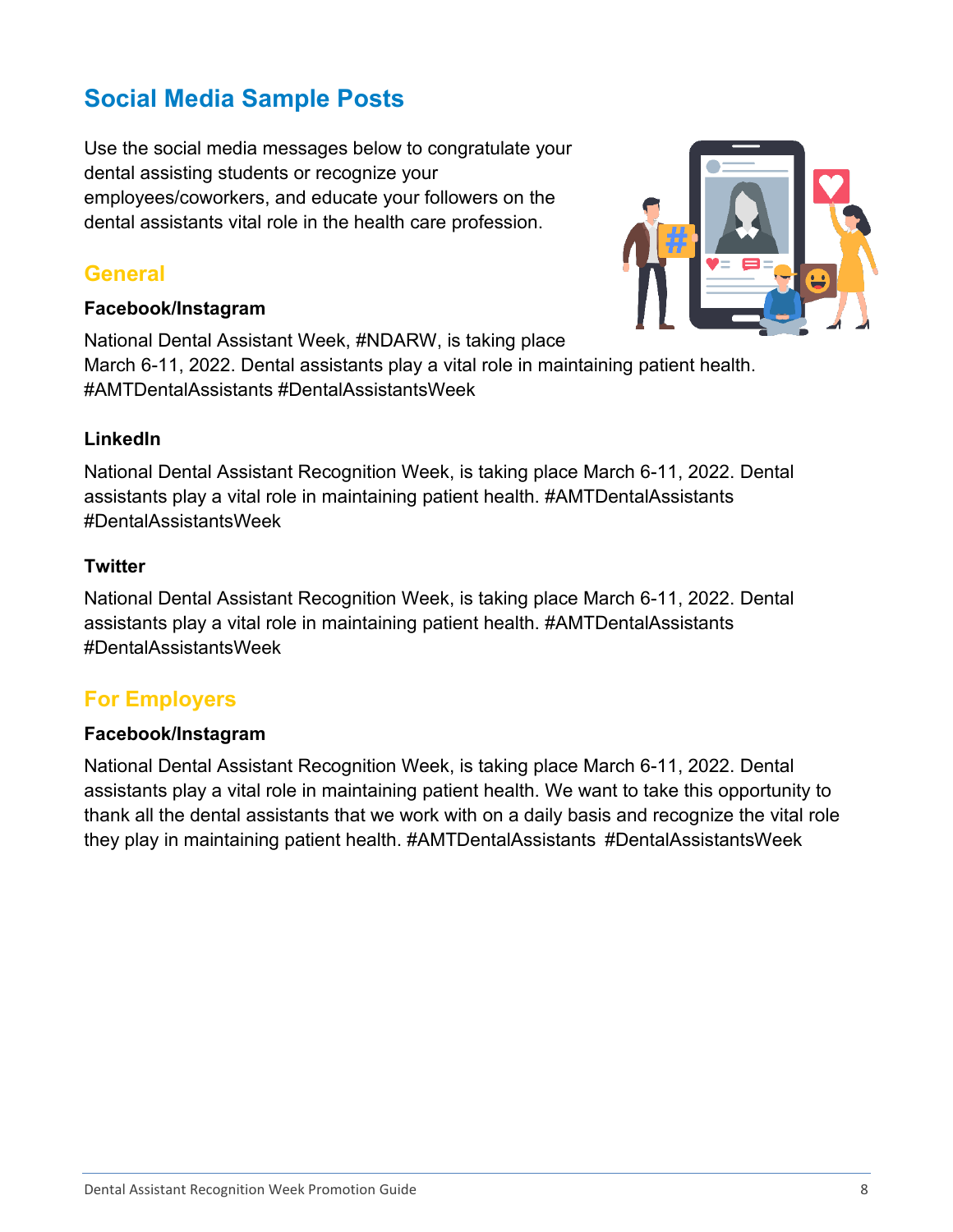# Social Media Sample Posts

Use the social media messages below to congratulate your dental assisting students or recognize your employees/coworkers, and educate your followers on the dental assistants vital role in the health care profession.

## General

### Facebook/Instagram

National Dental Assistant Week, #NDARW, is taking place March 6-11, 2022. Dental assistants play a vital role in maintaining patient health. #AMTDentalAssistants #DentalAssistantsWeek

### LinkedIn

National Dental Assistant Recognition Week, is taking place March 6-11, 2022. Dental assistants play a vital role in maintaining patient health. #AMTDentalAssistants #DentalAssistantsWeek

### Twitter

National Dental Assistant Recognition Week, is taking place March 6-11, 2022. Dental assistants play a vital role in maintaining patient health. #AMTDentalAssistants #DentalAssistantsWeek

## For Employers

### Facebook/Instagram

National Dental Assistant Recognition Week, is taking place March 6-11, 2022. Dental assistants play a vital role in maintaining patient health. We want to take this opportunity to thank all the dental assistants that we work with on a daily basis and recognize the vital role they play in maintaining patient health. #AMTDentalAssistants #DentalAssistantsWeek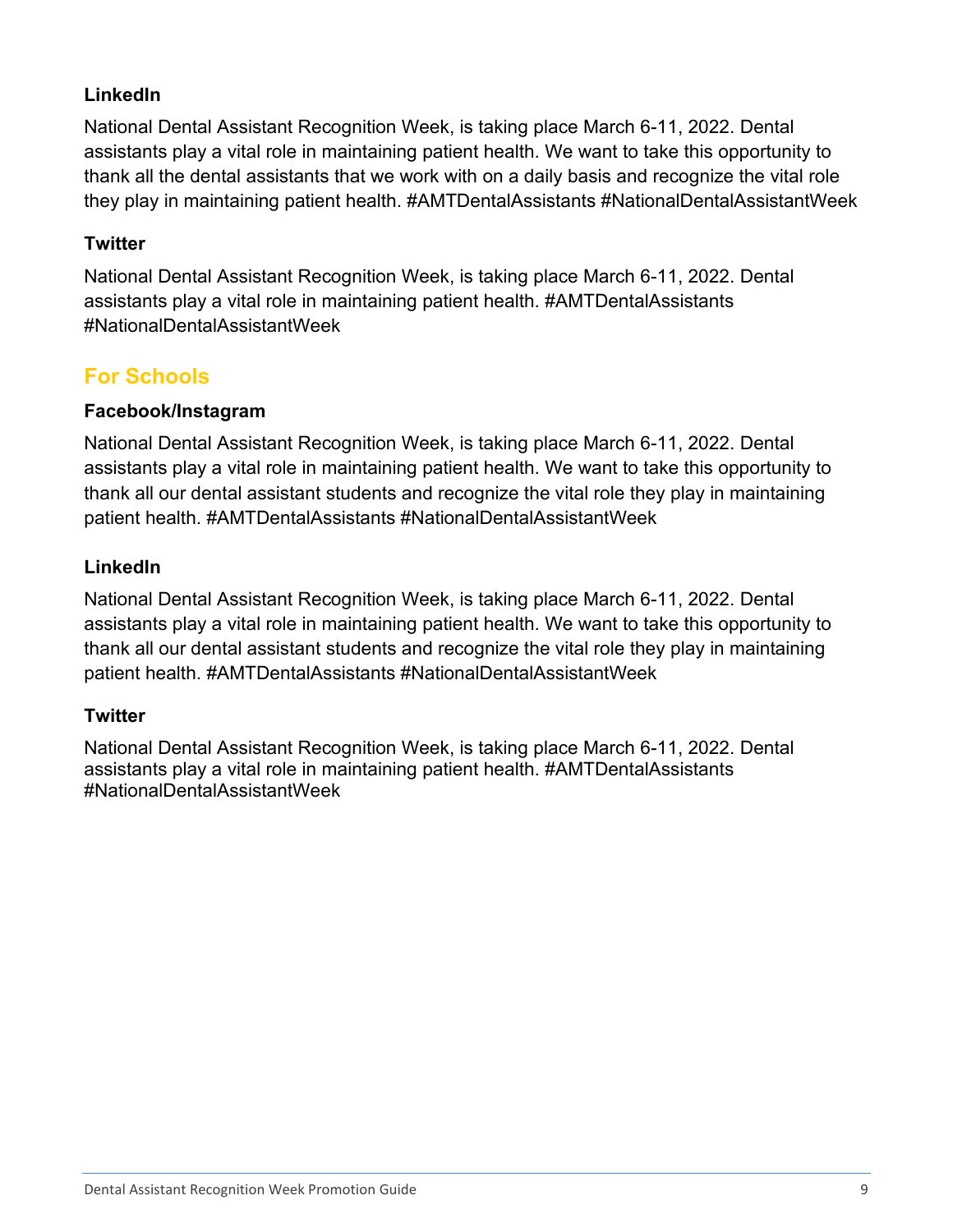**LinkedIn**

National Dental Assistant Recognition Week, is taking place March 6-11, 2022. Dental assistants play a vital role in maintaining patient health. We want to take this opportunity to thank all the dental assistants that we work with on a daily basis and recognize the vital role they play in maintaining patient health. #AMTDentalAssistants #NationalDentalAssistantWeek

**Twitter**

National Dental Assistant Recognition Week, is taking place March 6-11, 2022. Dental assistants play a vital role in maintaining patient health. #AMTDentalAssistants #NationalDentalAssistantWeek

## For Schools

**Facebook/Instagram**

National Dental Assistant Recognition Week, is taking place March 6-11, 2022. Dental assistants play a vital role in maintaining patient health. We want to take this opportunity to thank all our dental assistant students and recognize the vital role they play in maintaining patient health. #AMTDentalAssistants #NationalDentalAssistantWeek

**LinkedIn**

National Dental Assistant Recognition Week, is taking place March 6-11, 2022. Dental assistants play a vital role in maintaining patient health. We want to take this opportunity to thank all our dental assistant students and recognize the vital role they play in maintaining patient health. #AMTDentalAssistants #NationalDentalAssistantWeek

**Twitter**

National Dental Assistant Recognition Week, is taking place March 6-11, 2022. Dental assistants play a vital role in maintaining patient health. #AMTDentalAssistants #NationalDentalAssistantWeek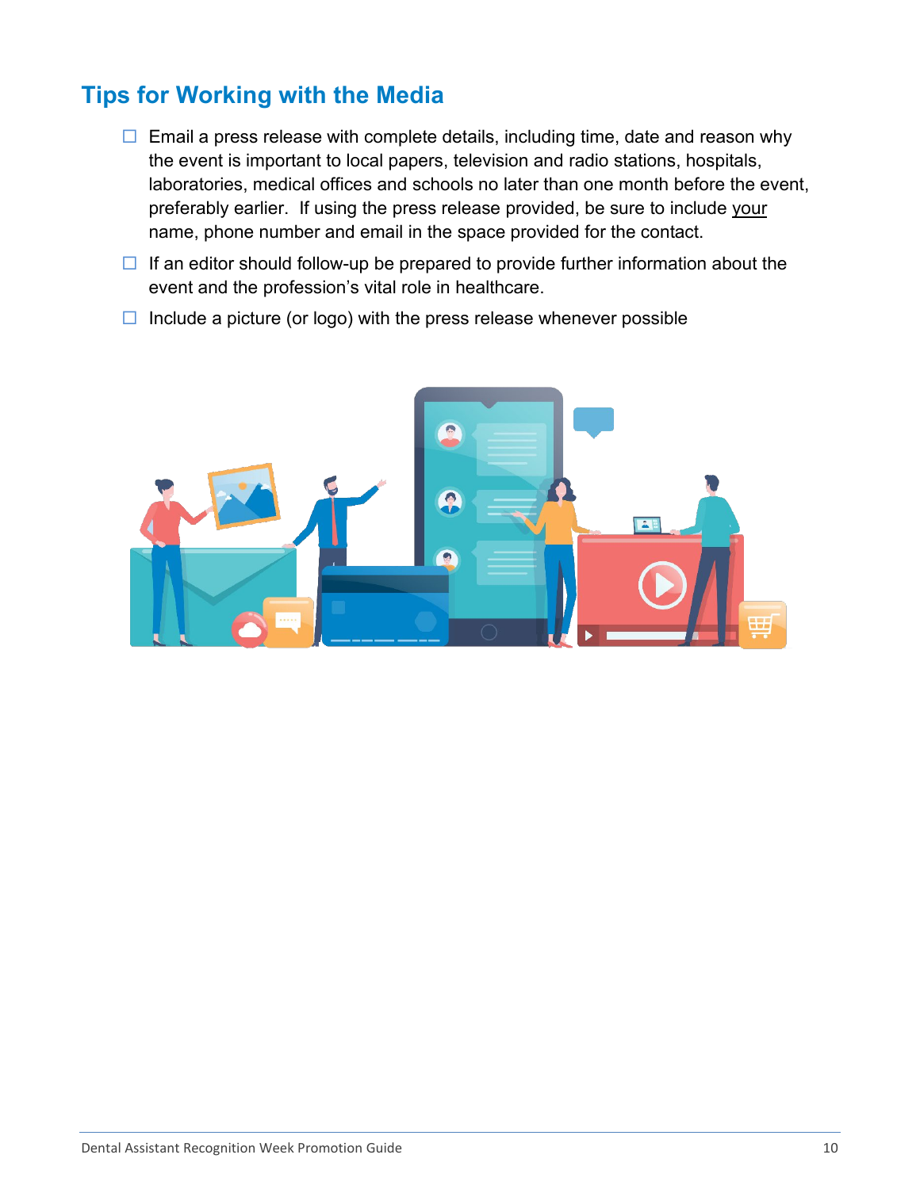## Tips for Working with the Media

- ☐ Email a press release with complete details, including time, date and reason why the event is important to local papers, television and radio stations, hospitals, laboratories, medical offices and schools no later than one month before the event, preferably earlier. If using the press release provided, be sure to include <u>your</u> name, phone number and email in the space provided for the contact.
- ☐ If an editor should follow-up be prepared to provide further information about the event and the profession's vital role in healthcare.
- ☐ Include a picture (or logo) with the press release whenever possible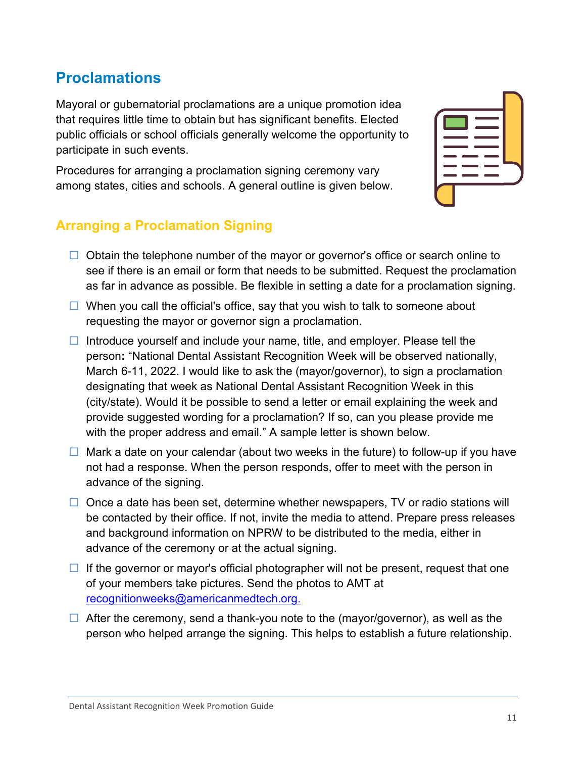## Proclamations

Mayoral or gubernatorial proclamations are a unique promotion idea that requires little time to obtain but has significant benefits. Elected public officials or school officials generally welcome the opportunity to participate in such events.

Procedures for arranging a proclamation signing ceremony vary among states, cities and schools. A general outline is given below.

### Arranging a Proclamation Signing

- ☐ Obtain the telephone number of the mayor or governor's office or search online to see if there is an email or form that needs to be submitted. Request the proclamation as far in advance as possible. Be flexible in setting a date for a proclamation signing.
- ☐ When you call the official's office, say that you wish to talk to someone about requesting the mayor or governor sign a proclamation.
- ☐ Introduce yourself and include your name, title, and employer. Please tell the person**:** "National Dental Assistant Recognition Week will be observed nationally, March 6-11, 2022. I would like to ask the (mayor/governor), to sign a proclamation designating that week as National Dental Assistant Recognition Week in this (city/state). Would it be possible to send a letter or email explaining the week and provide suggested wording for a proclamation? If so, can you please provide me with the proper address and email." A sample letter is shown below.
- ☐ Mark a date on your calendar (about two weeks in the future) to follow-up if you have not had a response. When the person responds, offer to meet with the person in advance of the signing.
- ☐ Once a date has been set, determine whether newspapers, TV or radio stations will be contacted by their office. If not, invite the media to attend. Prepare press releases and background information on NPRW to be distributed to the media, either in advance of the ceremony or at the actual signing.
- ☐ If the governor or mayor's official photographer will not be present, request that one of your members take pictures. Send the photos to AMT at recognitionweeks@americanmedtech.org.
- ☐ After the ceremony, send a thank-you note to the (mayor/governor), as well as the person who helped arrange the signing. This helps to establish a future relationship.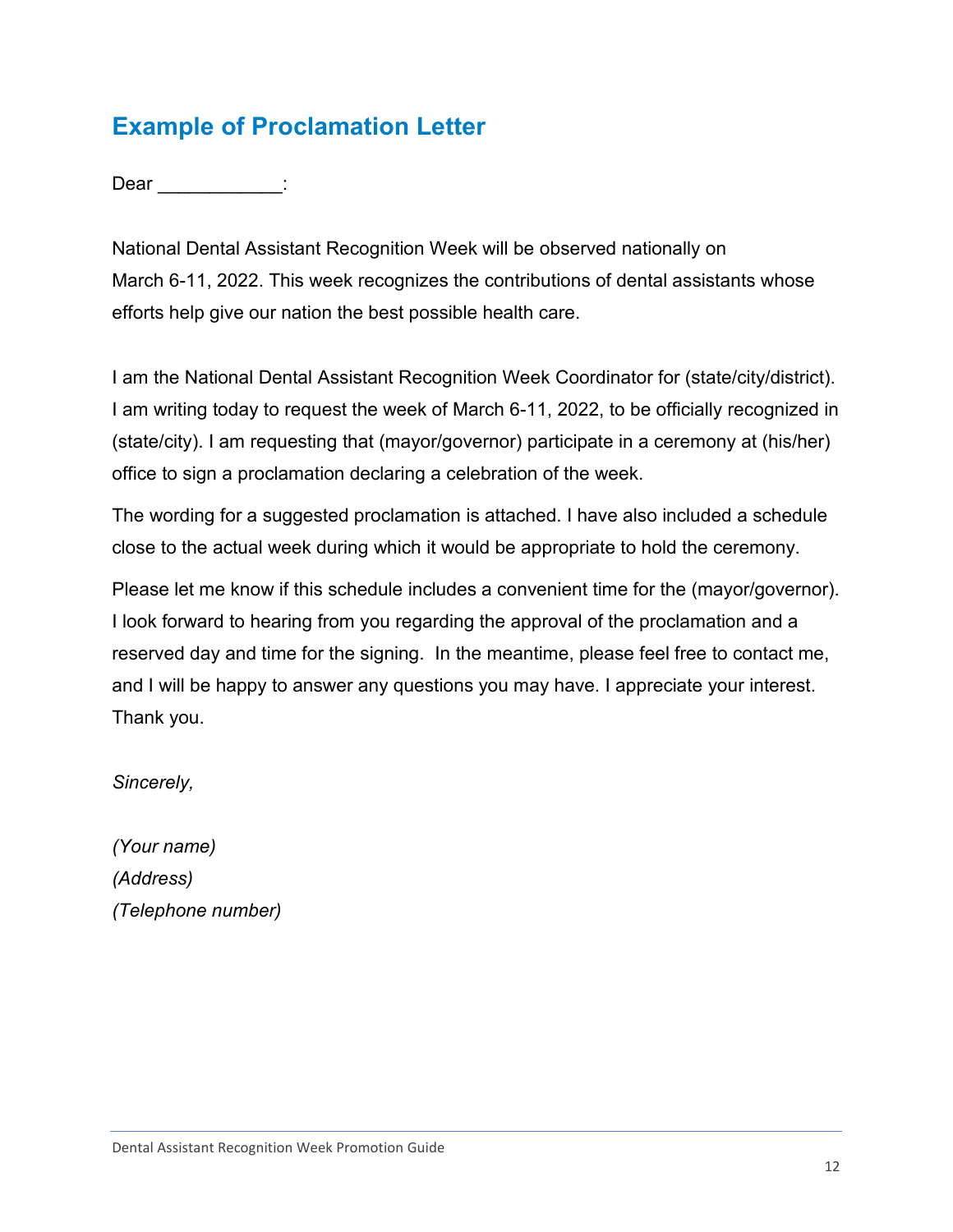## Example of Proclamation Letter

Dear ____________:

National Dental Assistant Recognition Week will be observed nationally on March 6-11, 2022. This week recognizes the contributions of dental assistants whose efforts help give our nation the best possible health care.

I am the National Dental Assistant Recognition Week Coordinator for (state/city/district). I am writing today to request the week of March 6-11, 2022, to be officially recognized in (state/city). I am requesting that (mayor/governor) participate in a ceremony at (his/her) office to sign a proclamation declaring a celebration of the week.

The wording for a suggested proclamation is attached. I have also included a schedule close to the actual week during which it would be appropriate to hold the ceremony.

Please let me know if this schedule includes a convenient time for the (mayor/governor). I look forward to hearing from you regarding the approval of the proclamation and a reserved day and time for the signing. In the meantime, please feel free to contact me, and I will be happy to answer any questions you may have. I appreciate your interest. Thank you.

*Sincerely,*

*(Your name)*
*(Address)*
*(Telephone number)*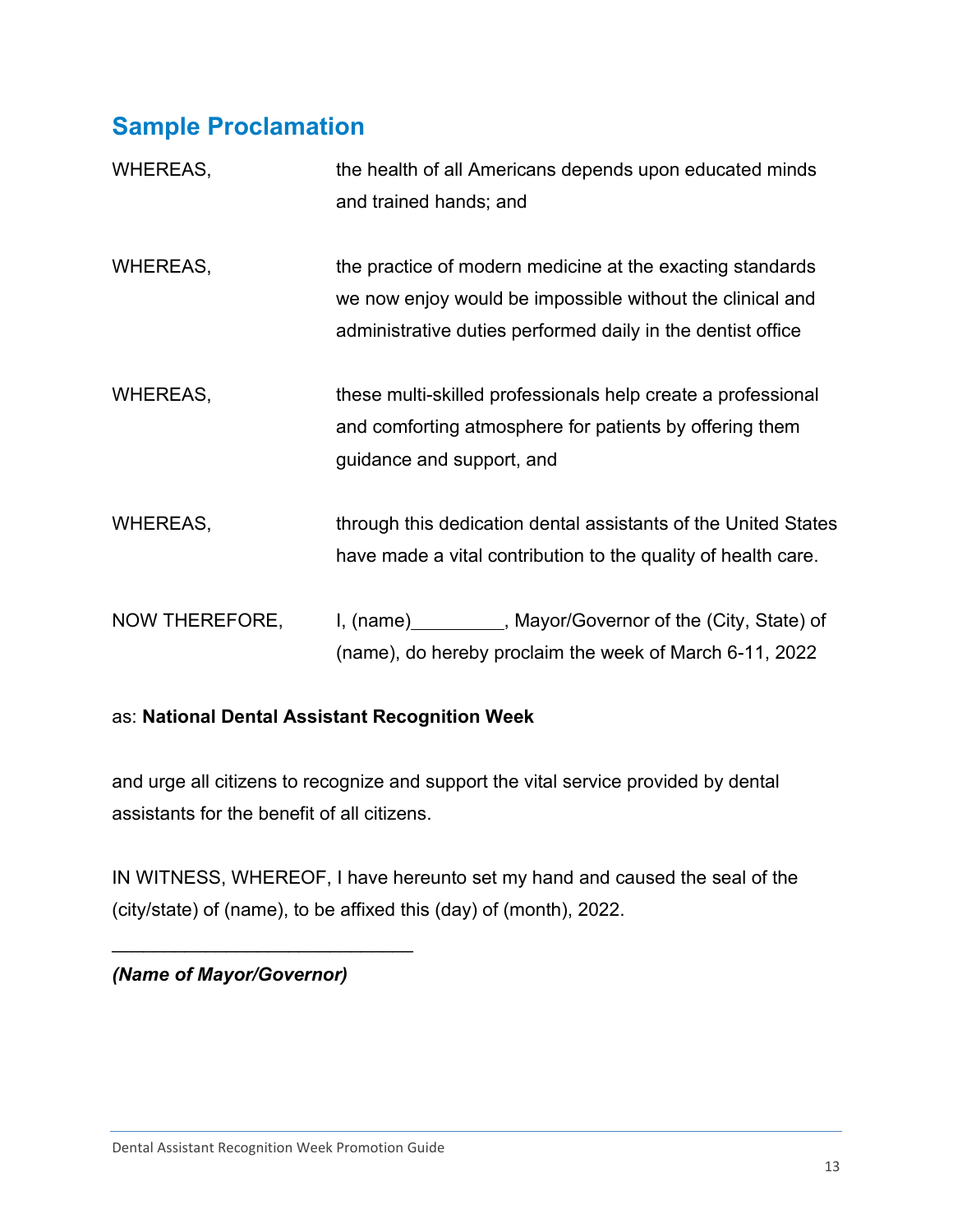## Sample Proclamation

WHEREAS, the health of all Americans depends upon educated minds and trained hands; and

WHEREAS, the practice of modern medicine at the exacting standards we now enjoy would be impossible without the clinical and administrative duties performed daily in the dentist office

WHEREAS, these multi-skilled professionals help create a professional and comforting atmosphere for patients by offering them guidance and support, and

WHEREAS, through this dedication dental assistants of the United States have made a vital contribution to the quality of health care.

NOW THEREFORE, I, (name)_________, Mayor/Governor of the (City, State) of (name), do hereby proclaim the week of March 6-11, 2022

as: **National Dental Assistant Recognition Week**

and urge all citizens to recognize and support the vital service provided by dental assistants for the benefit of all citizens.

IN WITNESS, WHEREOF, I have hereunto set my hand and caused the seal of the (city/state) of (name), to be affixed this (day) of (month), 2022.

_____________________________

***(Name of Mayor/Governor)***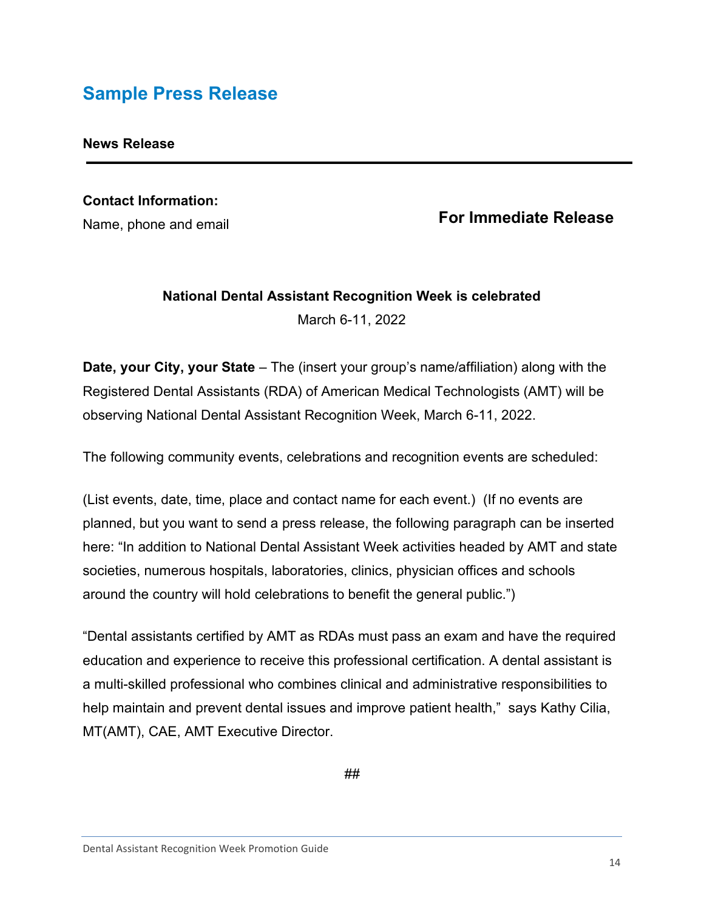## Sample Press Release

**News Release**

---

**Contact Information:**

Name, phone and email

**For Immediate Release**

**National Dental Assistant Recognition Week is celebrated**

March 6-11, 2022

**Date, your City, your State** – The (insert your group's name/affiliation) along with the Registered Dental Assistants (RDA) of American Medical Technologists (AMT) will be observing National Dental Assistant Recognition Week, March 6-11, 2022.

The following community events, celebrations and recognition events are scheduled:

(List events, date, time, place and contact name for each event.) (If no events are planned, but you want to send a press release, the following paragraph can be inserted here: "In addition to National Dental Assistant Week activities headed by AMT and state societies, numerous hospitals, laboratories, clinics, physician offices and schools around the country will hold celebrations to benefit the general public.")

"Dental assistants certified by AMT as RDAs must pass an exam and have the required education and experience to receive this professional certification. A dental assistant is a multi-skilled professional who combines clinical and administrative responsibilities to help maintain and prevent dental issues and improve patient health," says Kathy Cilia, MT(AMT), CAE, AMT Executive Director.

##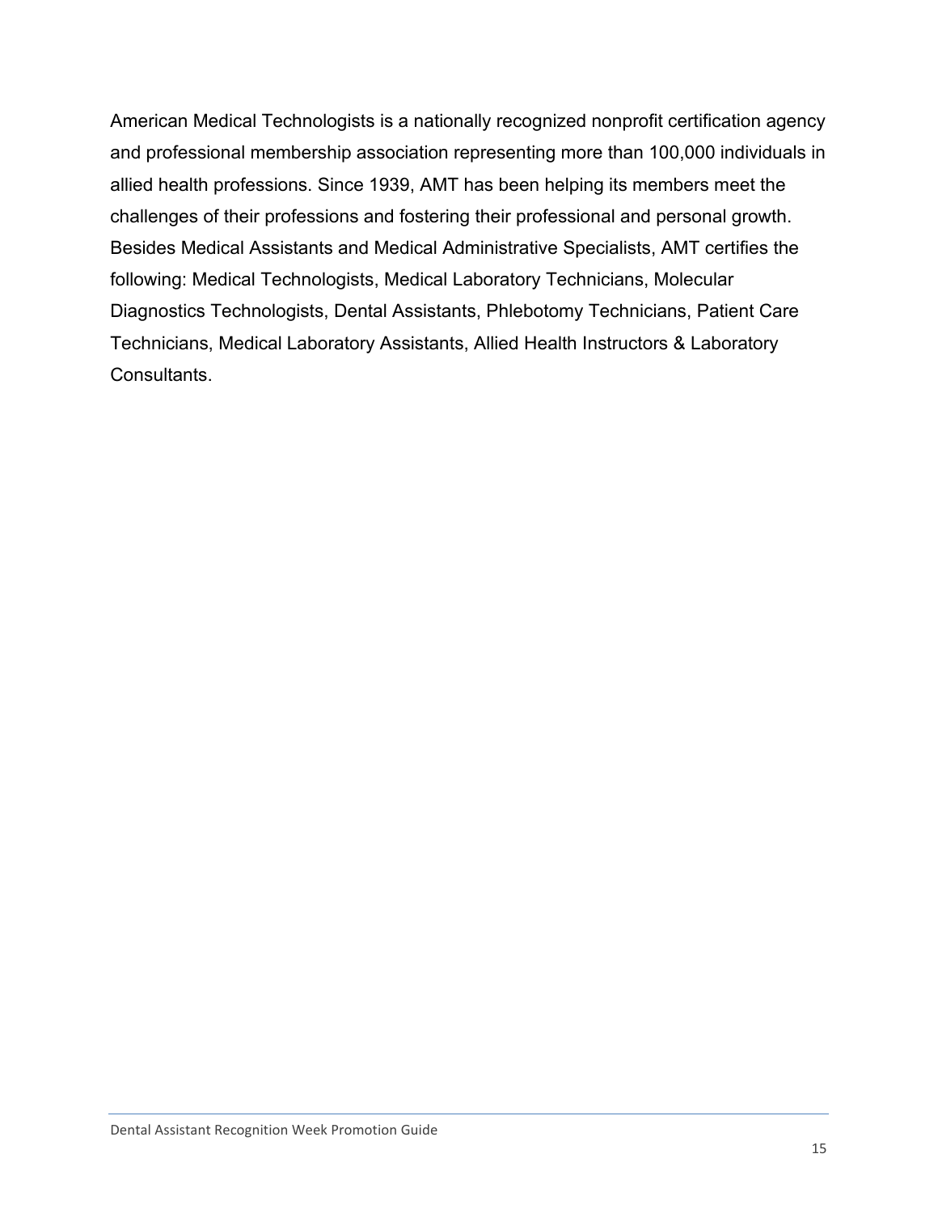American Medical Technologists is a nationally recognized nonprofit certification agency and professional membership association representing more than 100,000 individuals in allied health professions. Since 1939, AMT has been helping its members meet the challenges of their professions and fostering their professional and personal growth. Besides Medical Assistants and Medical Administrative Specialists, AMT certifies the following: Medical Technologists, Medical Laboratory Technicians, Molecular Diagnostics Technologists, Dental Assistants, Phlebotomy Technicians, Patient Care Technicians, Medical Laboratory Assistants, Allied Health Instructors & Laboratory Consultants.